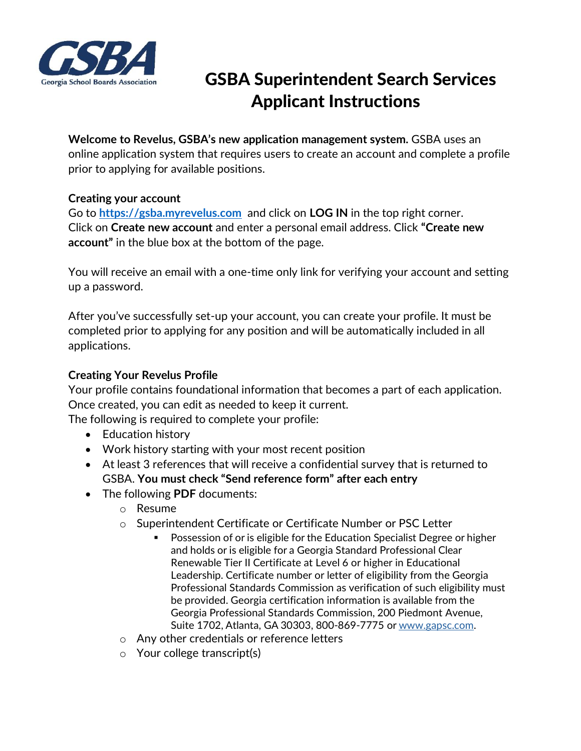# GSBA Superintendent Search Services Applicant Instructions

**Welcome to Revelus, GSBA's new application management system.** GSBA uses an online application system that requires users to create an account and complete a profile prior to applying for available positions.

**Creating your account**

Go to **https://gsba.myrevelus.com** and click on **LOG IN** in the top right corner. Click on **Create new account** and enter a personal email address. Click **"Create new account"** in the blue box at the bottom of the page.

You will receive an email with a one-time only link for verifying your account and setting up a password.

After you've successfully set-up your account, you can create your profile. It must be completed prior to applying for any position and will be automatically included in all applications.

**Creating Your Revelus Profile**

Your profile contains foundational information that becomes a part of each application. Once created, you can edit as needed to keep it current.

The following is required to complete your profile:

- Education history
- Work history starting with your most recent position
- At least 3 references that will receive a confidential survey that is returned to GSBA. **You must check "Send reference form" after each entry**
- The following **PDF** documents:
  - Resume
  - Superintendent Certificate or Certificate Number or PSC Letter
    - Possession of or is eligible for the Education Specialist Degree or higher and holds or is eligible for a Georgia Standard Professional Clear Renewable Tier II Certificate at Level 6 or higher in Educational Leadership. Certificate number or letter of eligibility from the Georgia Professional Standards Commission as verification of such eligibility must be provided. Georgia certification information is available from the Georgia Professional Standards Commission, 200 Piedmont Avenue, Suite 1702, Atlanta, GA 30303, 800-869-7775 or www.gapsc.com.
  - Any other credentials or reference letters
  - Your college transcript(s)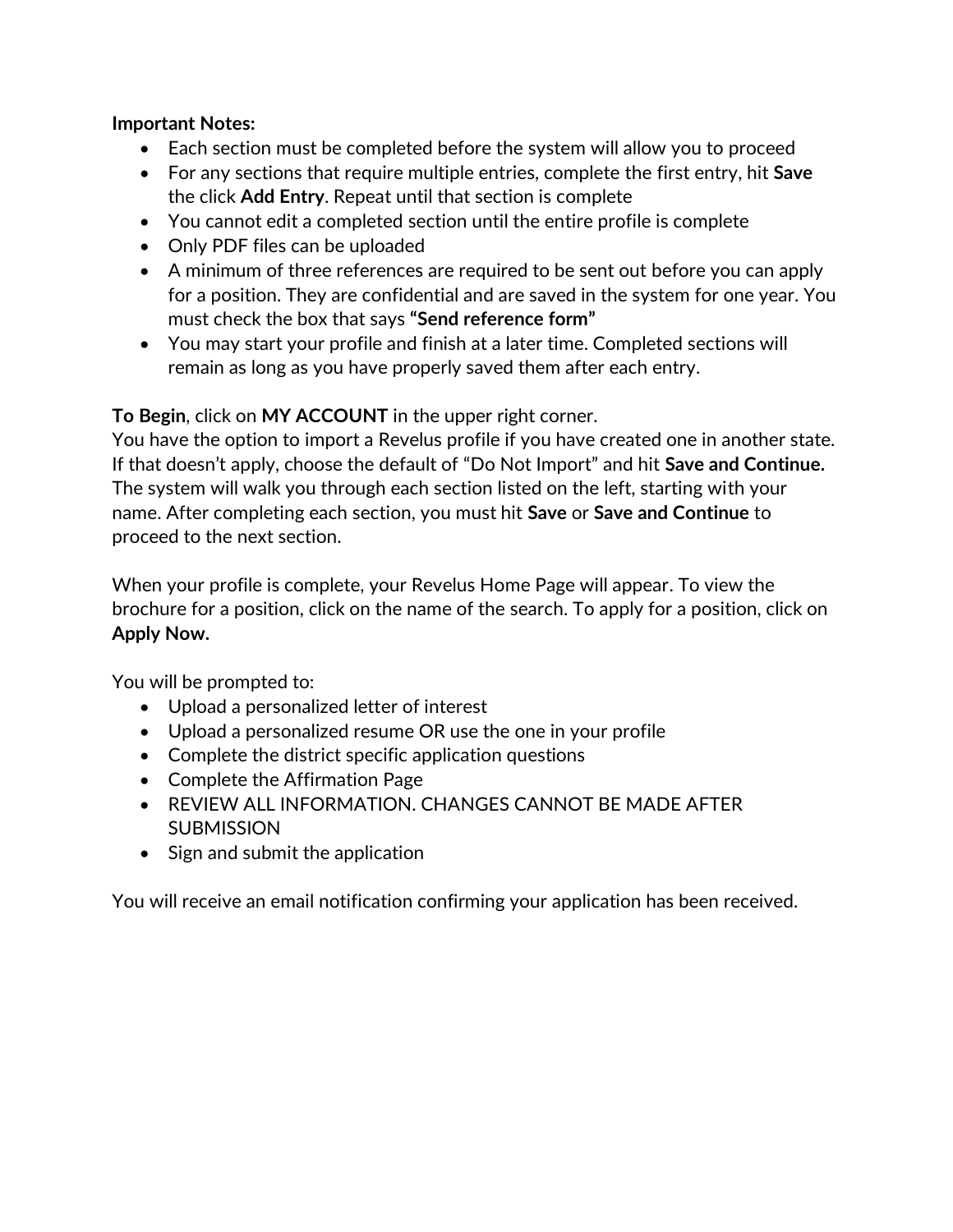**Important Notes:**

- Each section must be completed before the system will allow you to proceed
- For any sections that require multiple entries, complete the first entry, hit **Save** the click **Add Entry**. Repeat until that section is complete
- You cannot edit a completed section until the entire profile is complete
- Only PDF files can be uploaded
- A minimum of three references are required to be sent out before you can apply for a position. They are confidential and are saved in the system for one year. You must check the box that says **"Send reference form"**
- You may start your profile and finish at a later time. Completed sections will remain as long as you have properly saved them after each entry.

**To Begin**, click on **MY ACCOUNT** in the upper right corner.
You have the option to import a Revelus profile if you have created one in another state. If that doesn't apply, choose the default of "Do Not Import" and hit **Save and Continue.** The system will walk you through each section listed on the left, starting with your name. After completing each section, you must hit **Save** or **Save and Continue** to proceed to the next section.

When your profile is complete, your Revelus Home Page will appear. To view the brochure for a position, click on the name of the search. To apply for a position, click on **Apply Now.**

You will be prompted to:

- Upload a personalized letter of interest
- Upload a personalized resume OR use the one in your profile
- Complete the district specific application questions
- Complete the Affirmation Page
- REVIEW ALL INFORMATION. CHANGES CANNOT BE MADE AFTER SUBMISSION
- Sign and submit the application

You will receive an email notification confirming your application has been received.